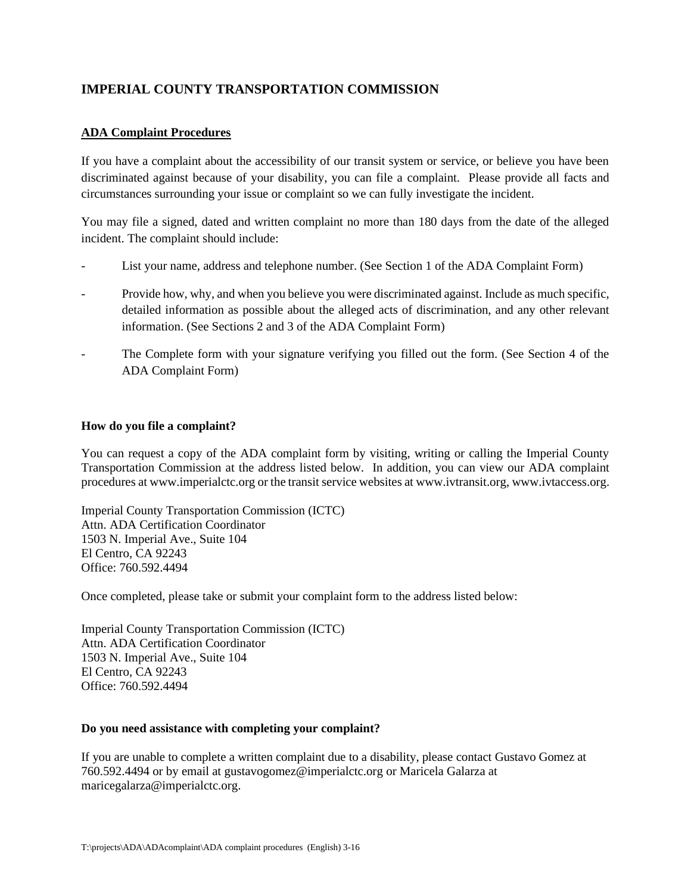## IMPERIAL COUNTY TRANSPORTATION COMMISSION

### ADA Complaint Procedures

If you have a complaint about the accessibility of our transit system or service, or believe you have been discriminated against because of your disability, you can file a complaint. Please provide all facts and circumstances surrounding your issue or complaint so we can fully investigate the incident.

You may file a signed, dated and written complaint no more than 180 days from the date of the alleged incident. The complaint should include:

- List your name, address and telephone number. (See Section 1 of the ADA Complaint Form)
- Provide how, why, and when you believe you were discriminated against. Include as much specific, detailed information as possible about the alleged acts of discrimination, and any other relevant information. (See Sections 2 and 3 of the ADA Complaint Form)
- The Complete form with your signature verifying you filled out the form. (See Section 4 of the ADA Complaint Form)

### How do you file a complaint?

You can request a copy of the ADA complaint form by visiting, writing or calling the Imperial County Transportation Commission at the address listed below. In addition, you can view our ADA complaint procedures at www.imperialctc.org or the transit service websites at www.ivtransit.org, www.ivtaccess.org.

Imperial County Transportation Commission (ICTC)
Attn. ADA Certification Coordinator
1503 N. Imperial Ave., Suite 104
El Centro, CA 92243
Office: 760.592.4494

Once completed, please take or submit your complaint form to the address listed below:

Imperial County Transportation Commission (ICTC)
Attn. ADA Certification Coordinator
1503 N. Imperial Ave., Suite 104
El Centro, CA 92243
Office: 760.592.4494

### Do you need assistance with completing your complaint?

If you are unable to complete a written complaint due to a disability, please contact Gustavo Gomez at 760.592.4494 or by email at gustavogomez@imperialctc.org or Maricela Galarza at maricegalarza@imperialctc.org.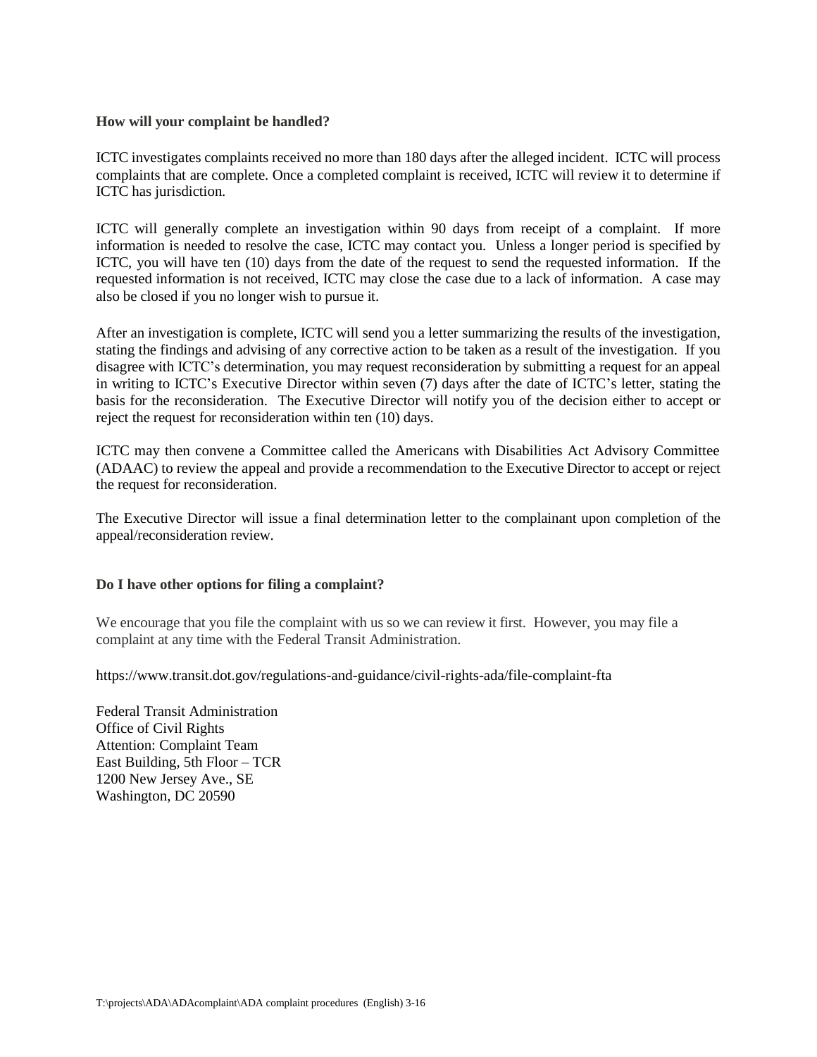**How will your complaint be handled?**

ICTC investigates complaints received no more than 180 days after the alleged incident. ICTC will process complaints that are complete. Once a completed complaint is received, ICTC will review it to determine if ICTC has jurisdiction.

ICTC will generally complete an investigation within 90 days from receipt of a complaint. If more information is needed to resolve the case, ICTC may contact you. Unless a longer period is specified by ICTC, you will have ten (10) days from the date of the request to send the requested information. If the requested information is not received, ICTC may close the case due to a lack of information. A case may also be closed if you no longer wish to pursue it.

After an investigation is complete, ICTC will send you a letter summarizing the results of the investigation, stating the findings and advising of any corrective action to be taken as a result of the investigation. If you disagree with ICTC's determination, you may request reconsideration by submitting a request for an appeal in writing to ICTC's Executive Director within seven (7) days after the date of ICTC's letter, stating the basis for the reconsideration. The Executive Director will notify you of the decision either to accept or reject the request for reconsideration within ten (10) days.

ICTC may then convene a Committee called the Americans with Disabilities Act Advisory Committee (ADAAC) to review the appeal and provide a recommendation to the Executive Director to accept or reject the request for reconsideration.

The Executive Director will issue a final determination letter to the complainant upon completion of the appeal/reconsideration review.

**Do I have other options for filing a complaint?**

We encourage that you file the complaint with us so we can review it first. However, you may file a complaint at any time with the Federal Transit Administration.

https://www.transit.dot.gov/regulations-and-guidance/civil-rights-ada/file-complaint-fta

Federal Transit Administration
Office of Civil Rights
Attention: Complaint Team
East Building, 5th Floor – TCR
1200 New Jersey Ave., SE
Washington, DC 20590

T:\projects\ADA\ADAcomplaint\ADA complaint procedures (English) 3-16